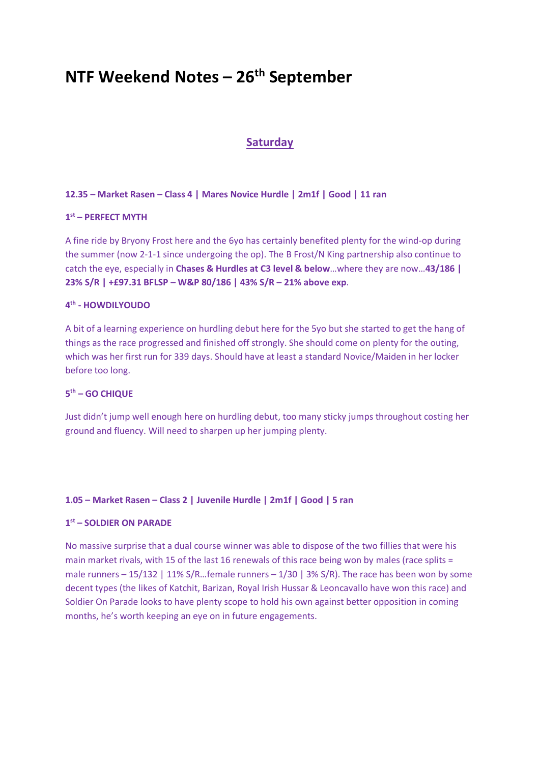# NTF Weekend Notes – 26th September

## Saturday

**12.35 – Market Rasen – Class 4 | Mares Novice Hurdle | 2m1f | Good | 11 ran**

**1st – PERFECT MYTH**

A fine ride by Bryony Frost here and the 6yo has certainly benefited plenty for the wind-op during the summer (now 2-1-1 since undergoing the op). The B Frost/N King partnership also continue to catch the eye, especially in **Chases & Hurdles at C3 level & below**…where they are now…**43/186 | 23% S/R | +£97.31 BFLSP – W&P 80/186 | 43% S/R – 21% above exp**.

**4th - HOWDILYOUDO**

A bit of a learning experience on hurdling debut here for the 5yo but she started to get the hang of things as the race progressed and finished off strongly. She should come on plenty for the outing, which was her first run for 339 days. Should have at least a standard Novice/Maiden in her locker before too long.

**5th – GO CHIQUE**

Just didn't jump well enough here on hurdling debut, too many sticky jumps throughout costing her ground and fluency. Will need to sharpen up her jumping plenty.

**1.05 – Market Rasen – Class 2 | Juvenile Hurdle | 2m1f | Good | 5 ran**

**1st – SOLDIER ON PARADE**

No massive surprise that a dual course winner was able to dispose of the two fillies that were his main market rivals, with 15 of the last 16 renewals of this race being won by males (race splits = male runners – 15/132 | 11% S/R…female runners – 1/30 | 3% S/R). The race has been won by some decent types (the likes of Katchit, Barizan, Royal Irish Hussar & Leoncavallo have won this race) and Soldier On Parade looks to have plenty scope to hold his own against better opposition in coming months, he's worth keeping an eye on in future engagements.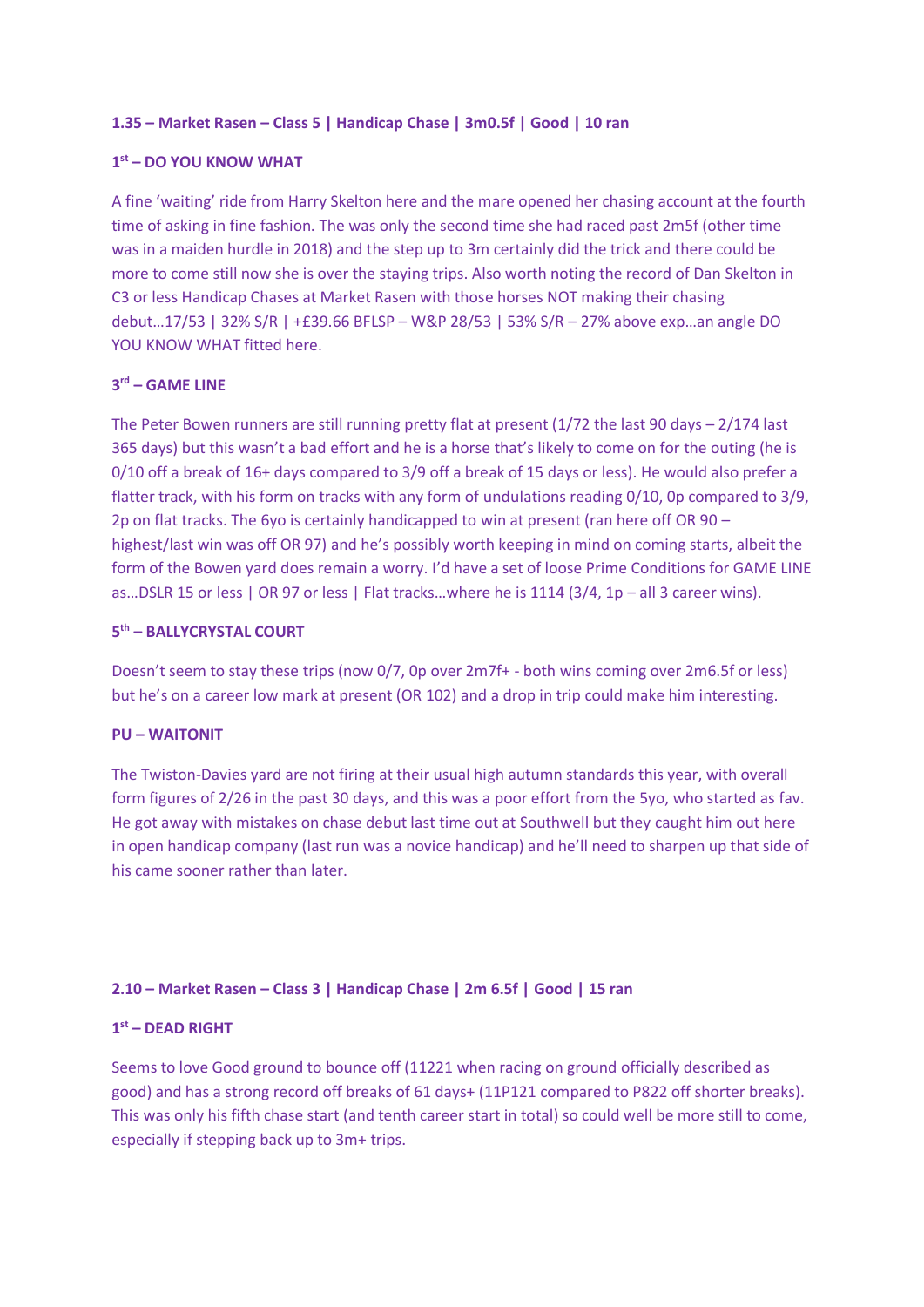**1.35 – Market Rasen – Class 5 | Handicap Chase | 3m0.5f | Good | 10 ran**

**1st – DO YOU KNOW WHAT**

A fine 'waiting' ride from Harry Skelton here and the mare opened her chasing account at the fourth time of asking in fine fashion. The was only the second time she had raced past 2m5f (other time was in a maiden hurdle in 2018) and the step up to 3m certainly did the trick and there could be more to come still now she is over the staying trips. Also worth noting the record of Dan Skelton in C3 or less Handicap Chases at Market Rasen with those horses NOT making their chasing debut…17/53 | 32% S/R | +£39.66 BFLSP – W&P 28/53 | 53% S/R – 27% above exp…an angle DO YOU KNOW WHAT fitted here.

**3rd – GAME LINE**

The Peter Bowen runners are still running pretty flat at present (1/72 the last 90 days – 2/174 last 365 days) but this wasn't a bad effort and he is a horse that's likely to come on for the outing (he is 0/10 off a break of 16+ days compared to 3/9 off a break of 15 days or less). He would also prefer a flatter track, with his form on tracks with any form of undulations reading 0/10, 0p compared to 3/9, 2p on flat tracks. The 6yo is certainly handicapped to win at present (ran here off OR 90 – highest/last win was off OR 97) and he's possibly worth keeping in mind on coming starts, albeit the form of the Bowen yard does remain a worry. I'd have a set of loose Prime Conditions for GAME LINE as…DSLR 15 or less | OR 97 or less | Flat tracks…where he is 1114 (3/4, 1p – all 3 career wins).

**5th – BALLYCRYSTAL COURT**

Doesn't seem to stay these trips (now 0/7, 0p over 2m7f+ - both wins coming over 2m6.5f or less) but he's on a career low mark at present (OR 102) and a drop in trip could make him interesting.

**PU – WAITONIT**

The Twiston-Davies yard are not firing at their usual high autumn standards this year, with overall form figures of 2/26 in the past 30 days, and this was a poor effort from the 5yo, who started as fav. He got away with mistakes on chase debut last time out at Southwell but they caught him out here in open handicap company (last run was a novice handicap) and he'll need to sharpen up that side of his came sooner rather than later.

**2.10 – Market Rasen – Class 3 | Handicap Chase | 2m 6.5f | Good | 15 ran**

**1st – DEAD RIGHT**

Seems to love Good ground to bounce off (11221 when racing on ground officially described as good) and has a strong record off breaks of 61 days+ (11P121 compared to P822 off shorter breaks). This was only his fifth chase start (and tenth career start in total) so could well be more still to come, especially if stepping back up to 3m+ trips.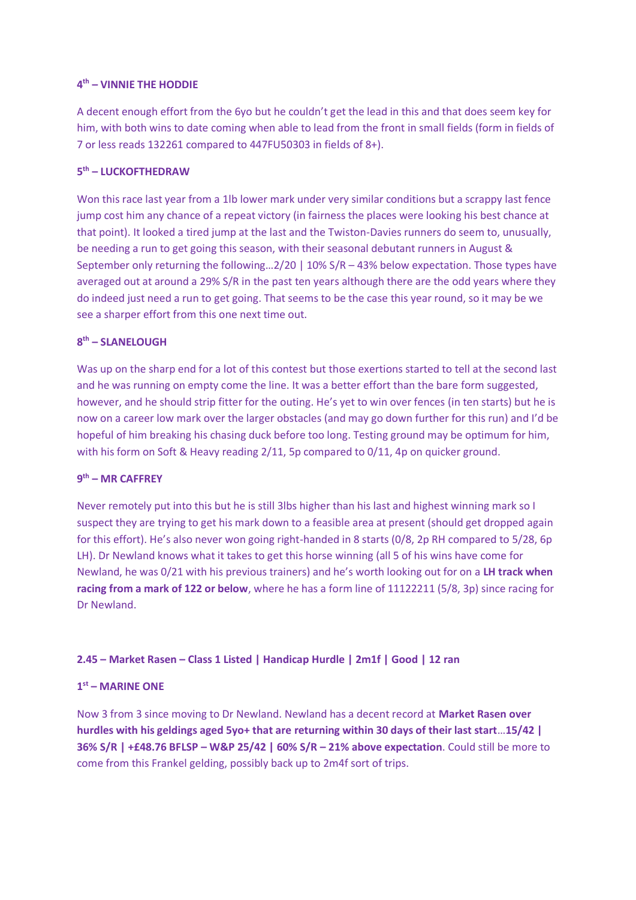#### 4th – VINNIE THE HODDIE

A decent enough effort from the 6yo but he couldn't get the lead in this and that does seem key for him, with both wins to date coming when able to lead from the front in small fields (form in fields of 7 or less reads 132261 compared to 447FU50303 in fields of 8+).

#### 5th – LUCKOFTHEDRAW

Won this race last year from a 1lb lower mark under very similar conditions but a scrappy last fence jump cost him any chance of a repeat victory (in fairness the places were looking his best chance at that point). It looked a tired jump at the last and the Twiston-Davies runners do seem to, unusually, be needing a run to get going this season, with their seasonal debutant runners in August & September only returning the following…2/20 | 10% S/R – 43% below expectation. Those types have averaged out at around a 29% S/R in the past ten years although there are the odd years where they do indeed just need a run to get going. That seems to be the case this year round, so it may be we see a sharper effort from this one next time out.

#### 8th – SLANELOUGH

Was up on the sharp end for a lot of this contest but those exertions started to tell at the second last and he was running on empty come the line. It was a better effort than the bare form suggested, however, and he should strip fitter for the outing. He's yet to win over fences (in ten starts) but he is now on a career low mark over the larger obstacles (and may go down further for this run) and I'd be hopeful of him breaking his chasing duck before too long. Testing ground may be optimum for him, with his form on Soft & Heavy reading 2/11, 5p compared to 0/11, 4p on quicker ground.

#### 9th – MR CAFFREY

Never remotely put into this but he is still 3lbs higher than his last and highest winning mark so I suspect they are trying to get his mark down to a feasible area at present (should get dropped again for this effort). He's also never won going right-handed in 8 starts (0/8, 2p RH compared to 5/28, 6p LH). Dr Newland knows what it takes to get this horse winning (all 5 of his wins have come for Newland, he was 0/21 with his previous trainers) and he's worth looking out for on a **LH track when racing from a mark of 122 or below**, where he has a form line of 11122211 (5/8, 3p) since racing for Dr Newland.

### 2.45 – Market Rasen – Class 1 Listed | Handicap Hurdle | 2m1f | Good | 12 ran

#### 1st – MARINE ONE

Now 3 from 3 since moving to Dr Newland. Newland has a decent record at **Market Rasen over hurdles with his geldings aged 5yo+ that are returning within 30 days of their last start**…**15/42 | 36% S/R | +£48.76 BFLSP – W&P 25/42 | 60% S/R – 21% above expectation**. Could still be more to come from this Frankel gelding, possibly back up to 2m4f sort of trips.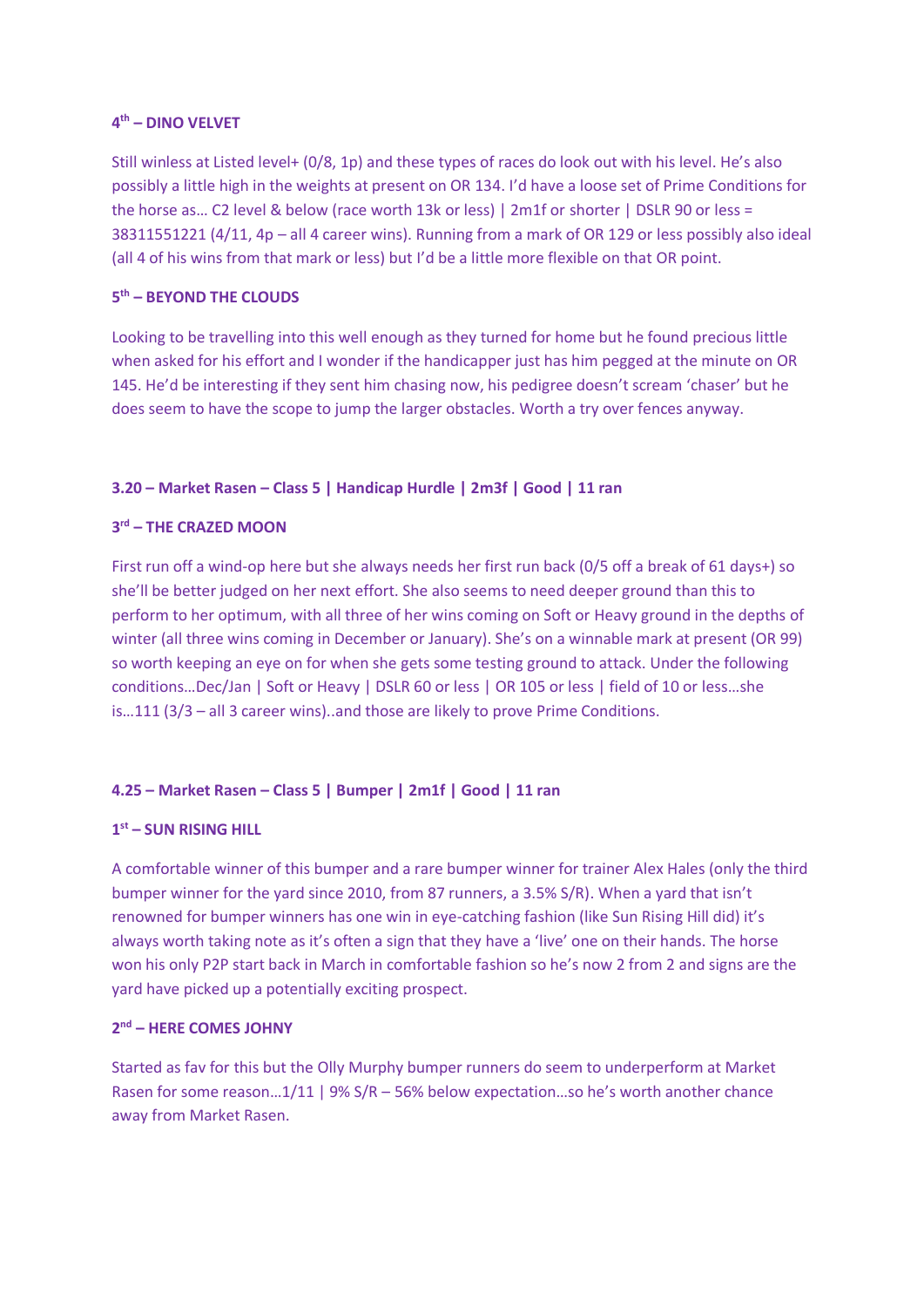### 4th – DINO VELVET

Still winless at Listed level+ (0/8, 1p) and these types of races do look out with his level. He's also possibly a little high in the weights at present on OR 134. I'd have a loose set of Prime Conditions for the horse as… C2 level & below (race worth 13k or less) | 2m1f or shorter | DSLR 90 or less = 38311551221 (4/11, 4p – all 4 career wins). Running from a mark of OR 129 or less possibly also ideal (all 4 of his wins from that mark or less) but I'd be a little more flexible on that OR point.

### 5th – BEYOND THE CLOUDS

Looking to be travelling into this well enough as they turned for home but he found precious little when asked for his effort and I wonder if the handicapper just has him pegged at the minute on OR 145. He'd be interesting if they sent him chasing now, his pedigree doesn't scream 'chaser' but he does seem to have the scope to jump the larger obstacles. Worth a try over fences anyway.

## 3.20 – Market Rasen – Class 5 | Handicap Hurdle | 2m3f | Good | 11 ran

### 3rd – THE CRAZED MOON

First run off a wind-op here but she always needs her first run back (0/5 off a break of 61 days+) so she'll be better judged on her next effort. She also seems to need deeper ground than this to perform to her optimum, with all three of her wins coming on Soft or Heavy ground in the depths of winter (all three wins coming in December or January). She's on a winnable mark at present (OR 99) so worth keeping an eye on for when she gets some testing ground to attack. Under the following conditions…Dec/Jan | Soft or Heavy | DSLR 60 or less | OR 105 or less | field of 10 or less…she is…111 (3/3 – all 3 career wins)..and those are likely to prove Prime Conditions.

## 4.25 – Market Rasen – Class 5 | Bumper | 2m1f | Good | 11 ran

### 1st – SUN RISING HILL

A comfortable winner of this bumper and a rare bumper winner for trainer Alex Hales (only the third bumper winner for the yard since 2010, from 87 runners, a 3.5% S/R). When a yard that isn't renowned for bumper winners has one win in eye-catching fashion (like Sun Rising Hill did) it's always worth taking note as it's often a sign that they have a 'live' one on their hands. The horse won his only P2P start back in March in comfortable fashion so he's now 2 from 2 and signs are the yard have picked up a potentially exciting prospect.

### 2nd – HERE COMES JOHNY

Started as fav for this but the Olly Murphy bumper runners do seem to underperform at Market Rasen for some reason…1/11 | 9% S/R – 56% below expectation…so he's worth another chance away from Market Rasen.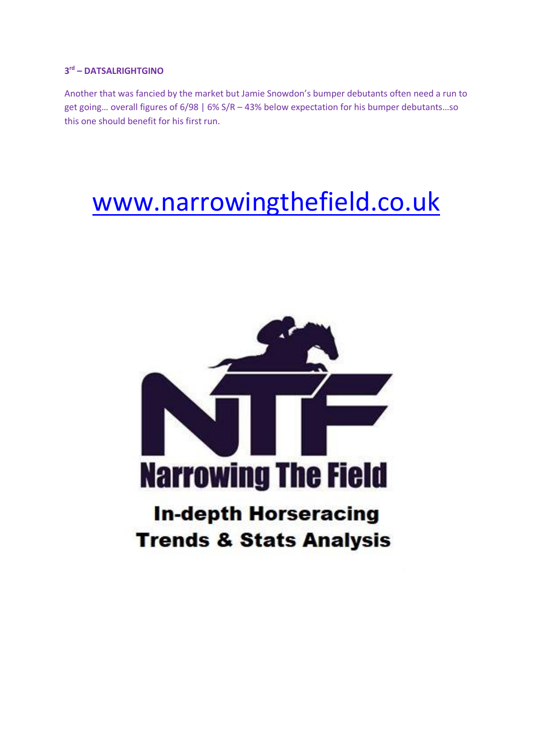**3rd – DATSALRIGHTGINO**

Another that was fancied by the market but Jamie Snowdon's bumper debutants often need a run to get going… overall figures of 6/98 | 6% S/R – 43% below expectation for his bumper debutants…so this one should benefit for his first run.

# [www.narrowingthefield.co.uk](http://www.narrowingthefield.co.uk)

NTF

Narrowing The Field

In-depth Horseracing Trends & Stats Analysis